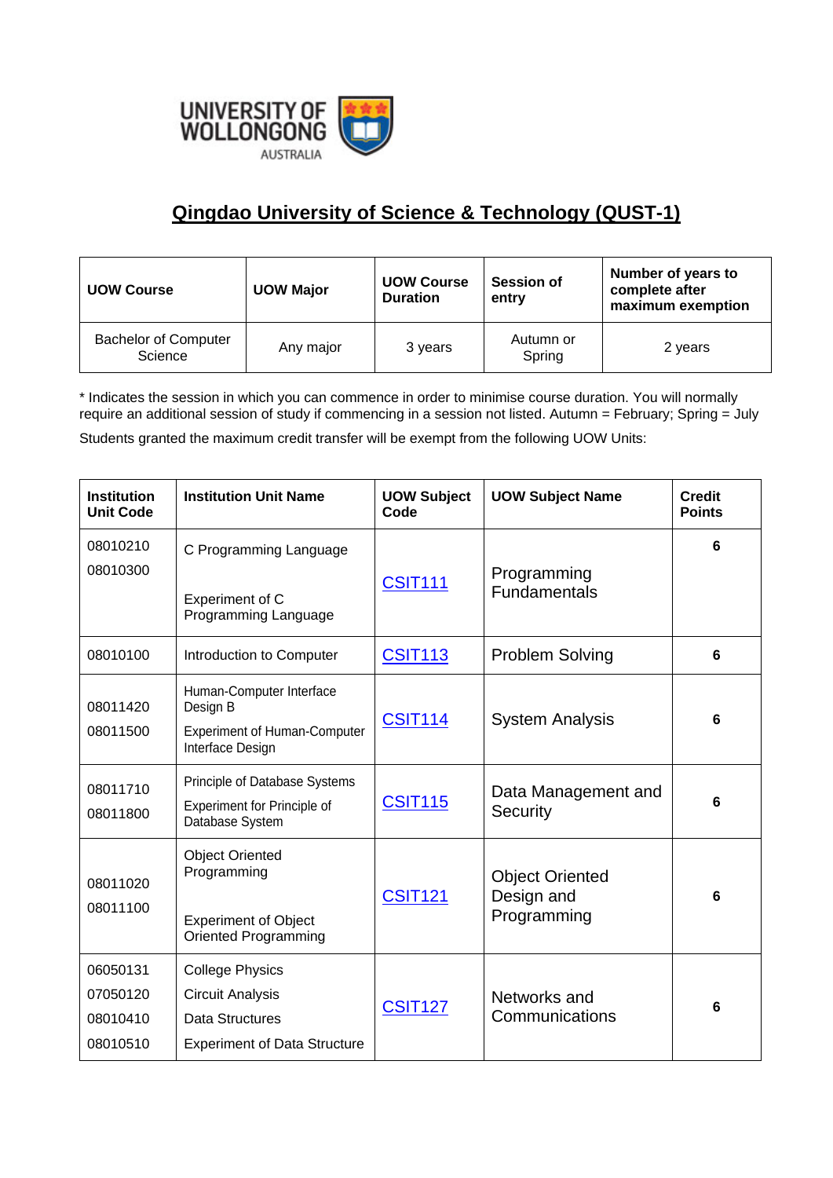UNIVERSITY OF WOLLONGONG AUSTRALIA

# Qingdao University of Science & Technology (QUST-1)

| UOW Course | UOW Major | UOW Course Duration | Session of entry | Number of years to complete after maximum exemption |
|---|---|---|---|---|
| Bachelor of Computer Science | Any major | 3 years | Autumn or Spring | 2 years |

* Indicates the session in which you can commence in order to minimise course duration. You will normally require an additional session of study if commencing in a session not listed. Autumn = February; Spring = July

Students granted the maximum credit transfer will be exempt from the following UOW Units:

| Institution Unit Code | Institution Unit Name | UOW Subject Code | UOW Subject Name | Credit Points |
|---|---|---|---|---|
| 08010210<br>08010300 | C Programming Language<br>Experiment of C Programming Language | CSIT111 | Programming Fundamentals | 6 |
| 08010100 | Introduction to Computer | CSIT113 | Problem Solving | 6 |
| 08011420<br>08011500 | Human-Computer Interface Design B<br>Experiment of Human-Computer Interface Design | CSIT114 | System Analysis | 6 |
| 08011710<br>08011800 | Principle of Database Systems<br>Experiment for Principle of Database System | CSIT115 | Data Management and Security | 6 |
| 08011020<br>08011100 | Object Oriented Programming<br>Experiment of Object Oriented Programming | CSIT121 | Object Oriented Design and Programming | 6 |
| 06050131<br>07050120<br>08010410<br>08010510 | College Physics<br>Circuit Analysis<br>Data Structures<br>Experiment of Data Structure | CSIT127 | Networks and Communications | 6 |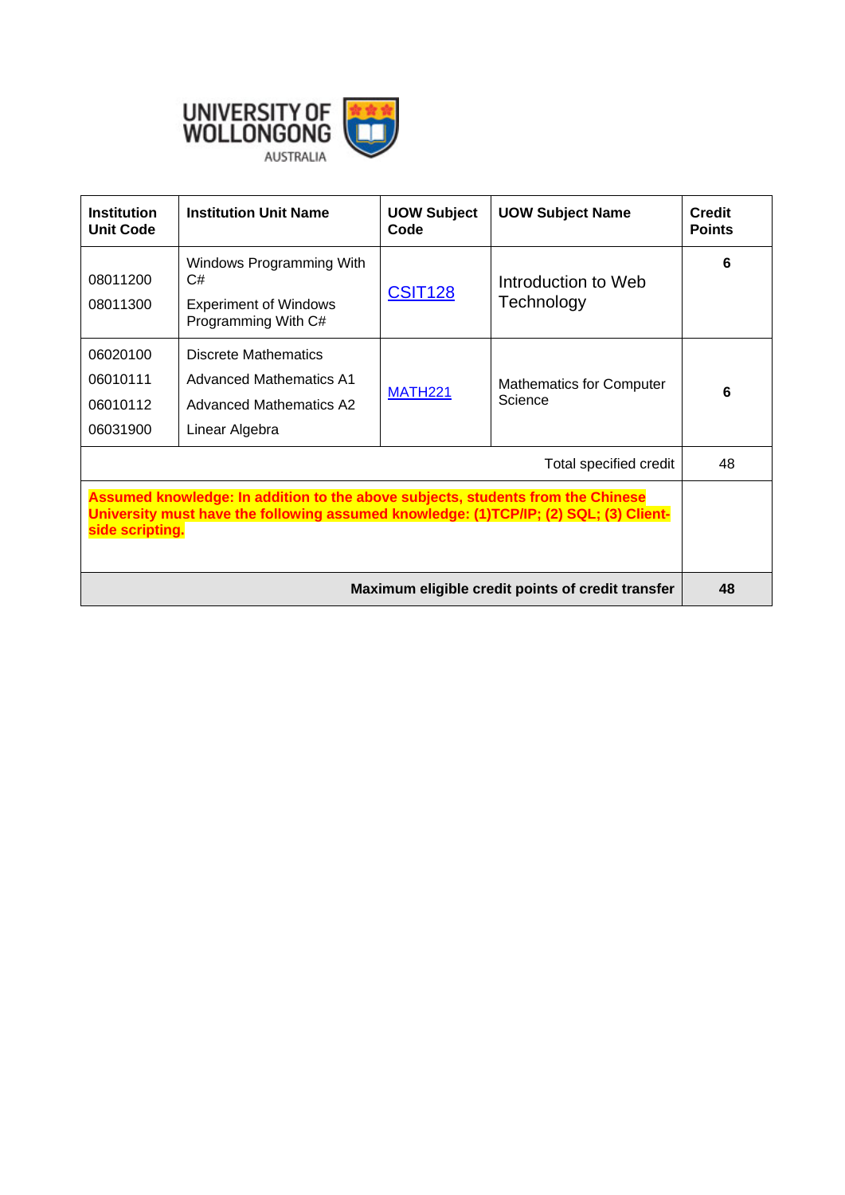UNIVERSITY OF WOLLONGONG AUSTRALIA

| Institution Unit Code | Institution Unit Name | UOW Subject Code | UOW Subject Name | Credit Points |
|---|---|---|---|---|
| 08011200<br>08011300 | Windows Programming With C#<br>Experiment of Windows Programming With C# | CSIT128 | Introduction to Web Technology | **6** |
| 06020100<br>06010111<br>06010112<br>06031900 | Discrete Mathematics<br>Advanced Mathematics A1<br>Advanced Mathematics A2<br>Linear Algebra | MATH221 | Mathematics for Computer Science | **6** |
| | | | Total specified credit | 48 |
| **Assumed knowledge: In addition to the above subjects, students from the Chinese University must have the following assumed knowledge: (1)TCP/IP; (2) SQL; (3) Client-side scripting.** | | | | |
| | | | **Maximum eligible credit points of credit transfer** | **48** |